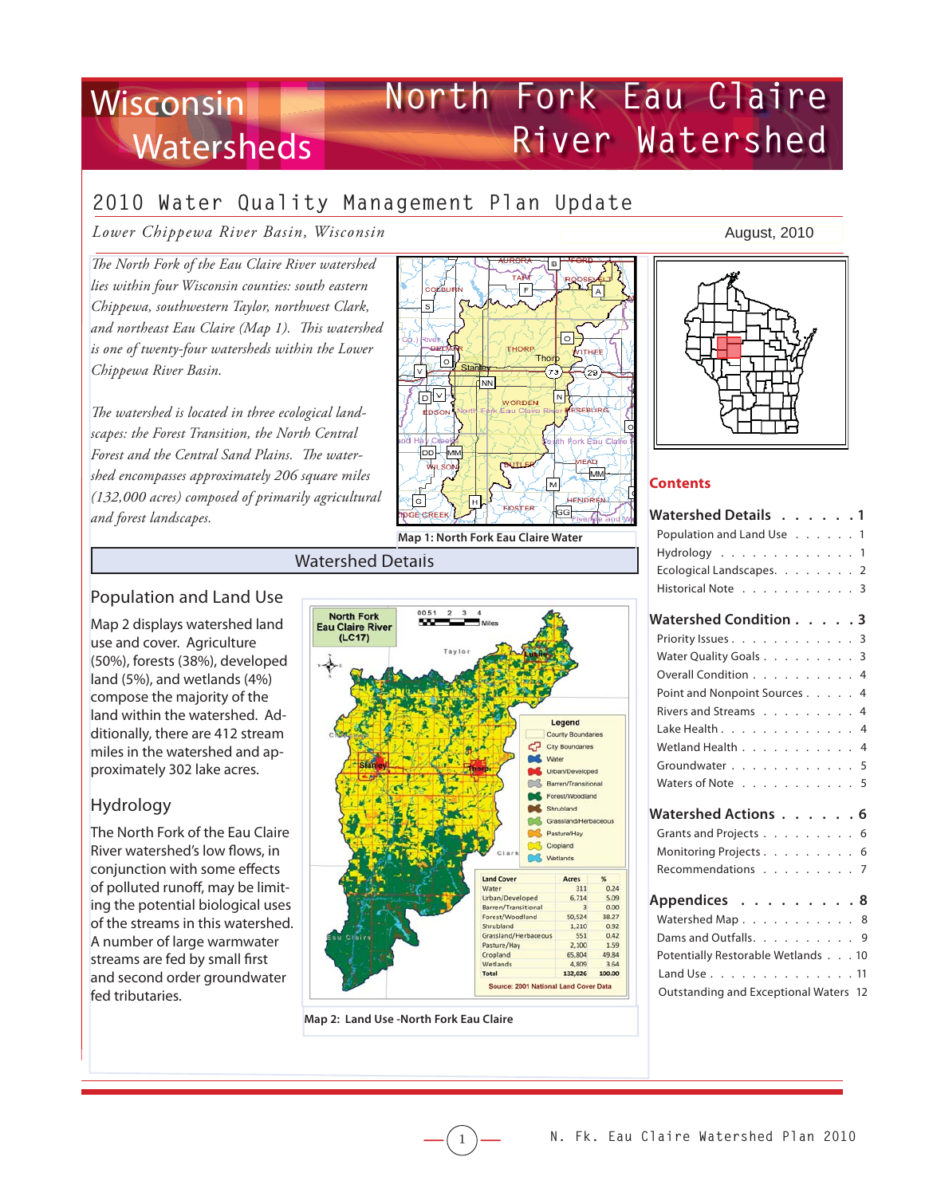# Wisconsin Watersheds

# North Fork Eau Claire River Watershed

## 2010 Water Quality Management Plan Update

*Lower Chippewa River Basin, Wisconsin*

August, 2010

*The North Fork of the Eau Claire River watershed lies within four Wisconsin counties: south eastern Chippewa, southwestern Taylor, northwest Clark, and northeast Eau Claire (Map 1). This watershed is one of twenty-four watersheds within the Lower Chippewa River Basin.*

*The watershed is located in three ecological landscapes: the Forest Transition, the North Central Forest and the Central Sand Plains. The watershed encompasses approximately 206 square miles (132,000 acres) composed of primarily agricultural and forest landscapes.*

Map 1: North Fork Eau Claire Water

## Watershed Details

### Population and Land Use

Map 2 displays watershed land use and cover. Agriculture (50%), forests (38%), developed land (5%), and wetlands (4%) compose the majority of the land within the watershed. Additionally, there are 412 stream miles in the watershed and approximately 302 lake acres.

### Hydrology

The North Fork of the Eau Claire River watershed's low flows, in conjunction with some effects of polluted runoff, may be limiting the potential biological uses of the streams in this watershed. A number of large warmwater streams are fed by small first and second order groundwater fed tributaries.

North Fork Eau Claire River (LC17)

| Land Cover | Acres | % |
|---|---|---|
| Water | 311 | 0.24 |
| Urban/Developed | 6,714 | 5.09 |
| Barren/Transitional | 3 | 0.00 |
| Forest/Woodland | 50,524 | 38.27 |
| Shrubland | 1,210 | 0.92 |
| Grassland/Herbaceous | 551 | 0.42 |
| Pasture/Hay | 2,100 | 1.59 |
| Cropland | 65,804 | 49.84 |
| Wetlands | 4,809 | 3.64 |
| Total | 132,026 | 100.00 |

Source: 2001 National Land Cover Data

Map 2: Land Use -North Fork Eau Claire

## Contents

**Watershed Details . . . . . . 1**
- Population and Land Use . . . . . . 1
- Hydrology . . . . . . . . . . . . . 1
- Ecological Landscapes. . . . . . . . 2
- Historical Note . . . . . . . . . . . 3

**Watershed Condition . . . . . 3**
- Priority Issues . . . . . . . . . . . 3
- Water Quality Goals . . . . . . . . . 3
- Overall Condition . . . . . . . . . . 4
- Point and Nonpoint Sources . . . . . 4
- Rivers and Streams . . . . . . . . . 4
- Lake Health . . . . . . . . . . . . . 4
- Wetland Health . . . . . . . . . . . 4
- Groundwater . . . . . . . . . . . . 5
- Waters of Note . . . . . . . . . . . 5

**Watershed Actions . . . . . . 6**
- Grants and Projects . . . . . . . . . 6
- Monitoring Projects . . . . . . . . . 6
- Recommendations . . . . . . . . . . 7

**Appendices . . . . . . . . . 8**
- Watershed Map . . . . . . . . . . . 8
- Dams and Outfalls. . . . . . . . . . 9
- Potentially Restorable Wetlands . . . 10
- Land Use . . . . . . . . . . . . . . 11
- Outstanding and Exceptional Waters 12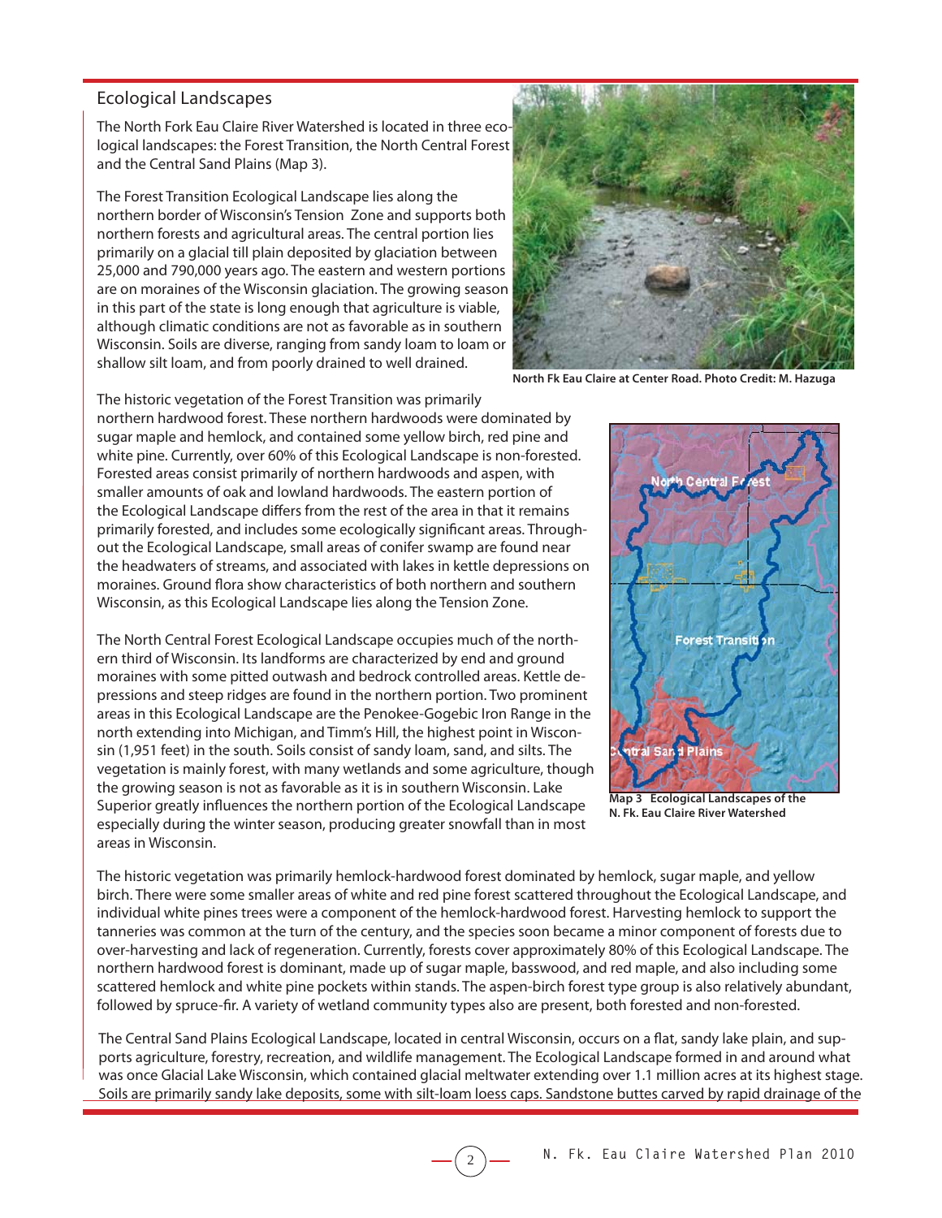## Ecological Landscapes

The North Fork Eau Claire River Watershed is located in three ecological landscapes: the Forest Transition, the North Central Forest and the Central Sand Plains (Map 3).

The Forest Transition Ecological Landscape lies along the northern border of Wisconsin's Tension Zone and supports both northern forests and agricultural areas. The central portion lies primarily on a glacial till plain deposited by glaciation between 25,000 and 790,000 years ago. The eastern and western portions are on moraines of the Wisconsin glaciation. The growing season in this part of the state is long enough that agriculture is viable, although climatic conditions are not as favorable as in southern Wisconsin. Soils are diverse, ranging from sandy loam to loam or shallow silt loam, and from poorly drained to well drained.

North Fk Eau Claire at Center Road. Photo Credit: M. Hazuga

The historic vegetation of the Forest Transition was primarily northern hardwood forest. These northern hardwoods were dominated by sugar maple and hemlock, and contained some yellow birch, red pine and white pine. Currently, over 60% of this Ecological Landscape is non-forested. Forested areas consist primarily of northern hardwoods and aspen, with smaller amounts of oak and lowland hardwoods. The eastern portion of the Ecological Landscape differs from the rest of the area in that it remains primarily forested, and includes some ecologically significant areas. Throughout the Ecological Landscape, small areas of conifer swamp are found near the headwaters of streams, and associated with lakes in kettle depressions on moraines. Ground flora show characteristics of both northern and southern Wisconsin, as this Ecological Landscape lies along the Tension Zone.

The North Central Forest Ecological Landscape occupies much of the northern third of Wisconsin. Its landforms are characterized by end and ground moraines with some pitted outwash and bedrock controlled areas. Kettle depressions and steep ridges are found in the northern portion. Two prominent areas in this Ecological Landscape are the Penokee-Gogebic Iron Range in the north extending into Michigan, and Timm's Hill, the highest point in Wisconsin (1,951 feet) in the south. Soils consist of sandy loam, sand, and silts. The vegetation is mainly forest, with many wetlands and some agriculture, though the growing season is not as favorable as it is in southern Wisconsin. Lake Superior greatly influences the northern portion of the Ecological Landscape especially during the winter season, producing greater snowfall than in most areas in Wisconsin.

**Map 3 Ecological Landscapes of the N. Fk. Eau Claire River Watershed**

The historic vegetation was primarily hemlock-hardwood forest dominated by hemlock, sugar maple, and yellow birch. There were some smaller areas of white and red pine forest scattered throughout the Ecological Landscape, and individual white pines trees were a component of the hemlock-hardwood forest. Harvesting hemlock to support the tanneries was common at the turn of the century, and the species soon became a minor component of forests due to over-harvesting and lack of regeneration. Currently, forests cover approximately 80% of this Ecological Landscape. The northern hardwood forest is dominant, made up of sugar maple, basswood, and red maple, and also including some scattered hemlock and white pine pockets within stands. The aspen-birch forest type group is also relatively abundant, followed by spruce-fir. A variety of wetland community types also are present, both forested and non-forested.

The Central Sand Plains Ecological Landscape, located in central Wisconsin, occurs on a flat, sandy lake plain, and supports agriculture, forestry, recreation, and wildlife management. The Ecological Landscape formed in and around what was once Glacial Lake Wisconsin, which contained glacial meltwater extending over 1.1 million acres at its highest stage. Soils are primarily sandy lake deposits, some with silt-loam loess caps. Sandstone buttes carved by rapid drainage of the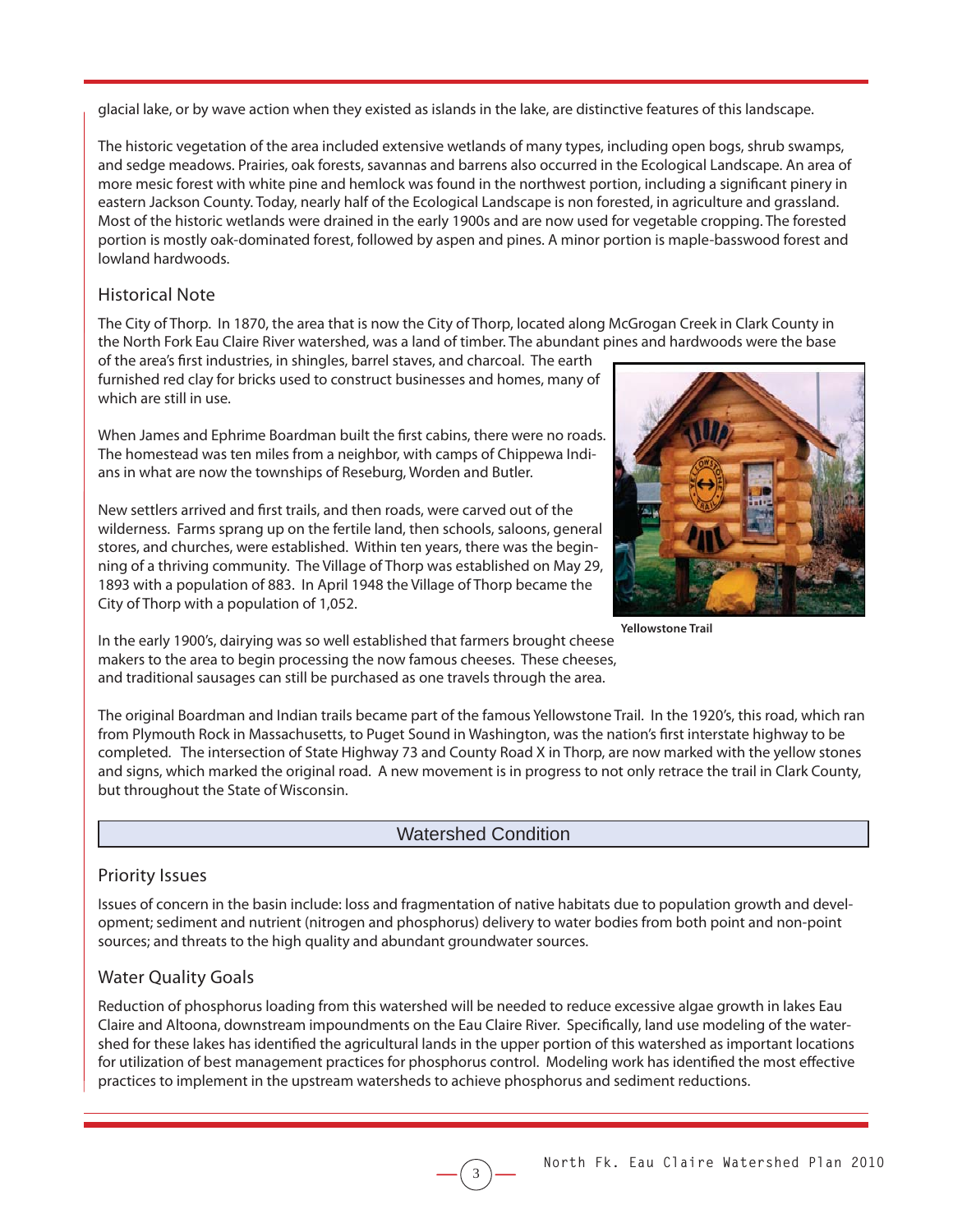glacial lake, or by wave action when they existed as islands in the lake, are distinctive features of this landscape.

The historic vegetation of the area included extensive wetlands of many types, including open bogs, shrub swamps, and sedge meadows. Prairies, oak forests, savannas and barrens also occurred in the Ecological Landscape. An area of more mesic forest with white pine and hemlock was found in the northwest portion, including a significant pinery in eastern Jackson County. Today, nearly half of the Ecological Landscape is non forested, in agriculture and grassland. Most of the historic wetlands were drained in the early 1900s and are now used for vegetable cropping. The forested portion is mostly oak-dominated forest, followed by aspen and pines. A minor portion is maple-basswood forest and lowland hardwoods.

## Historical Note

The City of Thorp. In 1870, the area that is now the City of Thorp, located along McGrogan Creek in Clark County in the North Fork Eau Claire River watershed, was a land of timber. The abundant pines and hardwoods were the base of the area's first industries, in shingles, barrel staves, and charcoal. The earth furnished red clay for bricks used to construct businesses and homes, many of which are still in use.

When James and Ephrime Boardman built the first cabins, there were no roads. The homestead was ten miles from a neighbor, with camps of Chippewa Indians in what are now the townships of Reseburg, Worden and Butler.

New settlers arrived and first trails, and then roads, were carved out of the wilderness. Farms sprang up on the fertile land, then schools, saloons, general stores, and churches, were established. Within ten years, there was the beginning of a thriving community. The Village of Thorp was established on May 29, 1893 with a population of 883. In April 1948 the Village of Thorp became the City of Thorp with a population of 1,052.

In the early 1900's, dairying was so well established that farmers brought cheese makers to the area to begin processing the now famous cheeses. These cheeses, and traditional sausages can still be purchased as one travels through the area.

**Yellowstone Trail**

The original Boardman and Indian trails became part of the famous Yellowstone Trail. In the 1920's, this road, which ran from Plymouth Rock in Massachusetts, to Puget Sound in Washington, was the nation's first interstate highway to be completed. The intersection of State Highway 73 and County Road X in Thorp, are now marked with the yellow stones and signs, which marked the original road. A new movement is in progress to not only retrace the trail in Clark County, but throughout the State of Wisconsin.

# Watershed Condition

## Priority Issues

Issues of concern in the basin include: loss and fragmentation of native habitats due to population growth and development; sediment and nutrient (nitrogen and phosphorus) delivery to water bodies from both point and non-point sources; and threats to the high quality and abundant groundwater sources.

## Water Quality Goals

Reduction of phosphorus loading from this watershed will be needed to reduce excessive algae growth in lakes Eau Claire and Altoona, downstream impoundments on the Eau Claire River. Specifically, land use modeling of the watershed for these lakes has identified the agricultural lands in the upper portion of this watershed as important locations for utilization of best management practices for phosphorus control. Modeling work has identified the most effective practices to implement in the upstream watersheds to achieve phosphorus and sediment reductions.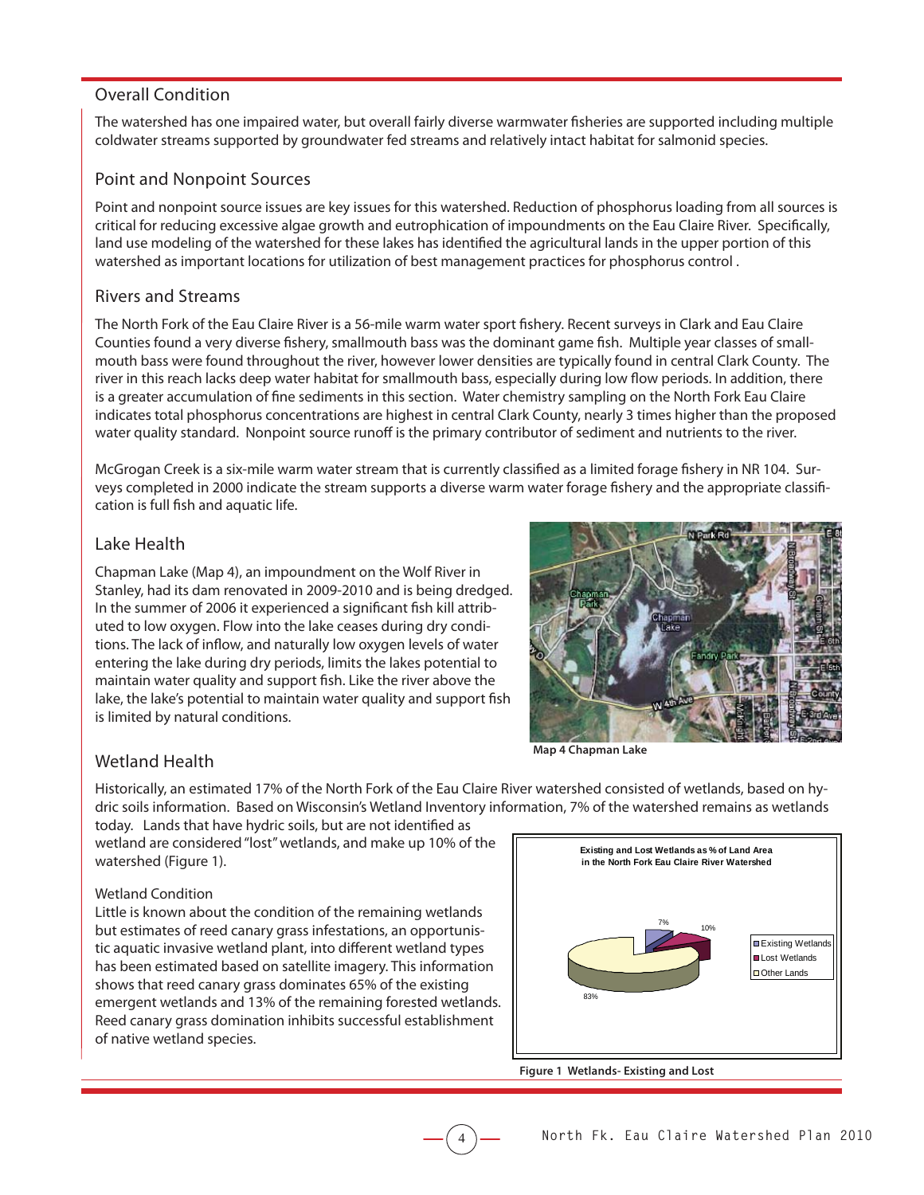## Overall Condition

The watershed has one impaired water, but overall fairly diverse warmwater fisheries are supported including multiple coldwater streams supported by groundwater fed streams and relatively intact habitat for salmonid species.

## Point and Nonpoint Sources

Point and nonpoint source issues are key issues for this watershed. Reduction of phosphorus loading from all sources is critical for reducing excessive algae growth and eutrophication of impoundments on the Eau Claire River. Specifically, land use modeling of the watershed for these lakes has identified the agricultural lands in the upper portion of this watershed as important locations for utilization of best management practices for phosphorus control .

## Rivers and Streams

The North Fork of the Eau Claire River is a 56-mile warm water sport fishery. Recent surveys in Clark and Eau Claire Counties found a very diverse fishery, smallmouth bass was the dominant game fish. Multiple year classes of smallmouth bass were found throughout the river, however lower densities are typically found in central Clark County. The river in this reach lacks deep water habitat for smallmouth bass, especially during low flow periods. In addition, there is a greater accumulation of fine sediments in this section. Water chemistry sampling on the North Fork Eau Claire indicates total phosphorus concentrations are highest in central Clark County, nearly 3 times higher than the proposed water quality standard. Nonpoint source runoff is the primary contributor of sediment and nutrients to the river.

McGrogan Creek is a six-mile warm water stream that is currently classified as a limited forage fishery in NR 104. Surveys completed in 2000 indicate the stream supports a diverse warm water forage fishery and the appropriate classification is full fish and aquatic life.

## Lake Health

Chapman Lake (Map 4), an impoundment on the Wolf River in Stanley, had its dam renovated in 2009-2010 and is being dredged. In the summer of 2006 it experienced a significant fish kill attributed to low oxygen. Flow into the lake ceases during dry conditions. The lack of inflow, and naturally low oxygen levels of water entering the lake during dry periods, limits the lakes potential to maintain water quality and support fish. Like the river above the lake, the lake's potential to maintain water quality and support fish is limited by natural conditions.

**Map 4 Chapman Lake**

## Wetland Health

Historically, an estimated 17% of the North Fork of the Eau Claire River watershed consisted of wetlands, based on hydric soils information. Based on Wisconsin's Wetland Inventory information, 7% of the watershed remains as wetlands today. Lands that have hydric soils, but are not identified as wetland are considered "lost" wetlands, and make up 10% of the watershed (Figure 1).

### Wetland Condition

Little is known about the condition of the remaining wetlands but estimates of reed canary grass infestations, an opportunistic aquatic invasive wetland plant, into different wetland types has been estimated based on satellite imagery. This information shows that reed canary grass dominates 65% of the existing emergent wetlands and 13% of the remaining forested wetlands. Reed canary grass domination inhibits successful establishment of native wetland species.

**Existing and Lost Wetlands as % of Land Area in the North Fork Eau Claire River Watershed**

| Category | % |
|---|---|
| Existing Wetlands | 7% |
| Lost Wetlands | 10% |
| Other Lands | 83% |

**Figure 1 Wetlands- Existing and Lost**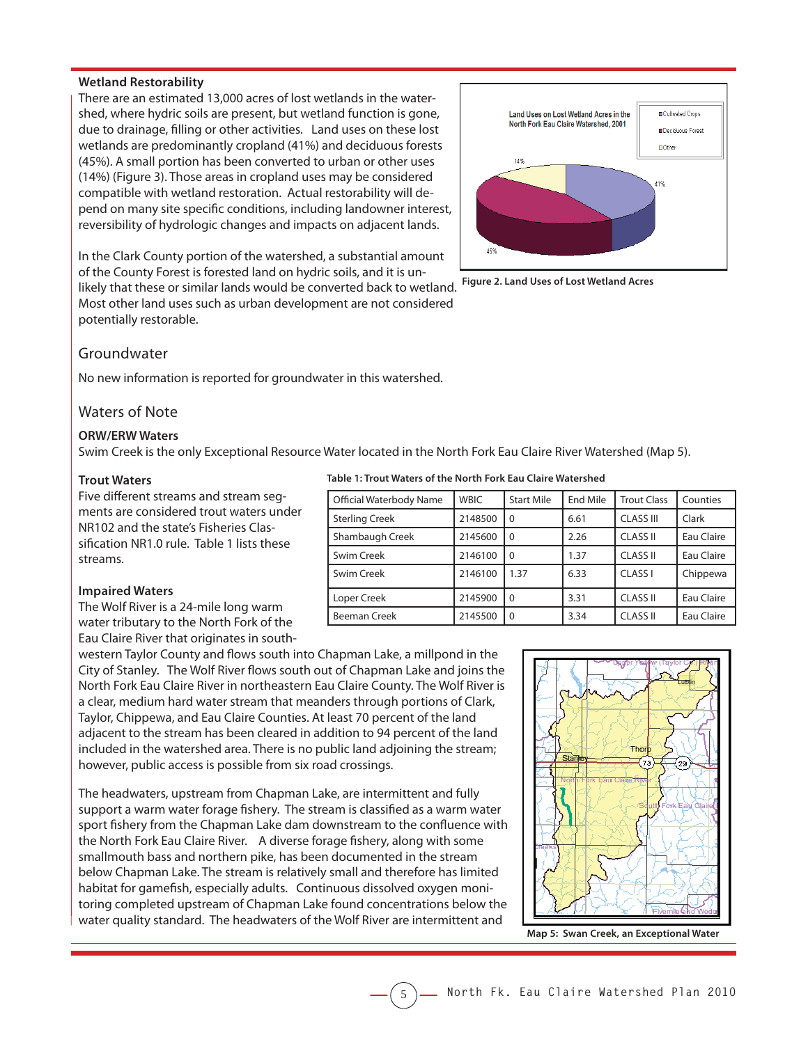### Wetland Restorability

There are an estimated 13,000 acres of lost wetlands in the watershed, where hydric soils are present, but wetland function is gone, due to drainage, filling or other activities. Land uses on these lost wetlands are predominantly cropland (41%) and deciduous forests (45%). A small portion has been converted to urban or other uses (14%) (Figure 3). Those areas in cropland uses may be considered compatible with wetland restoration. Actual restorability will depend on many site specific conditions, including landowner interest, reversibility of hydrologic changes and impacts on adjacent lands.

In the Clark County portion of the watershed, a substantial amount of the County Forest is forested land on hydric soils, and it is unlikely that these or similar lands would be converted back to wetland. Most other land uses such as urban development are not considered potentially restorable.

Figure 2. Land Uses of Lost Wetland Acres

## Groundwater

No new information is reported for groundwater in this watershed.

## Waters of Note

### ORW/ERW Waters

Swim Creek is the only Exceptional Resource Water located in the North Fork Eau Claire River Watershed (Map 5).

### Trout Waters

Five different streams and stream segments are considered trout waters under NR102 and the state's Fisheries Classification NR1.0 rule. Table 1 lists these streams.

**Table 1: Trout Waters of the North Fork Eau Claire Watershed**

| Official Waterbody Name | WBIC | Start Mile | End Mile | Trout Class | Counties |
|---|---|---|---|---|---|
| Sterling Creek | 2148500 | 0 | 6.61 | CLASS III | Clark |
| Shambaugh Creek | 2145600 | 0 | 2.26 | CLASS II | Eau Claire |
| Swim Creek | 2146100 | 0 | 1.37 | CLASS II | Eau Claire |
| Swim Creek | 2146100 | 1.37 | 6.33 | CLASS I | Chippewa |
| Loper Creek | 2145900 | 0 | 3.31 | CLASS II | Eau Claire |
| Beeman Creek | 2145500 | 0 | 3.34 | CLASS II | Eau Claire |

### Impaired Waters

The Wolf River is a 24-mile long warm water tributary to the North Fork of the Eau Claire River that originates in southwestern Taylor County and flows south into Chapman Lake, a millpond in the City of Stanley. The Wolf River flows south out of Chapman Lake and joins the North Fork Eau Claire River in northeastern Eau Claire County. The Wolf River is a clear, medium hard water stream that meanders through portions of Clark, Taylor, Chippewa, and Eau Claire Counties. At least 70 percent of the land adjacent to the stream has been cleared in addition to 94 percent of the land included in the watershed area. There is no public land adjoining the stream; however, public access is possible from six road crossings.

The headwaters, upstream from Chapman Lake, are intermittent and fully support a warm water forage fishery. The stream is classified as a warm water sport fishery from the Chapman Lake dam downstream to the confluence with the North Fork Eau Claire River. A diverse forage fishery, along with some smallmouth bass and northern pike, has been documented in the stream below Chapman Lake. The stream is relatively small and therefore has limited habitat for gamefish, especially adults. Continuous dissolved oxygen monitoring completed upstream of Chapman Lake found concentrations below the water quality standard. The headwaters of the Wolf River are intermittent and

Map 5: Swan Creek, an Exceptional Water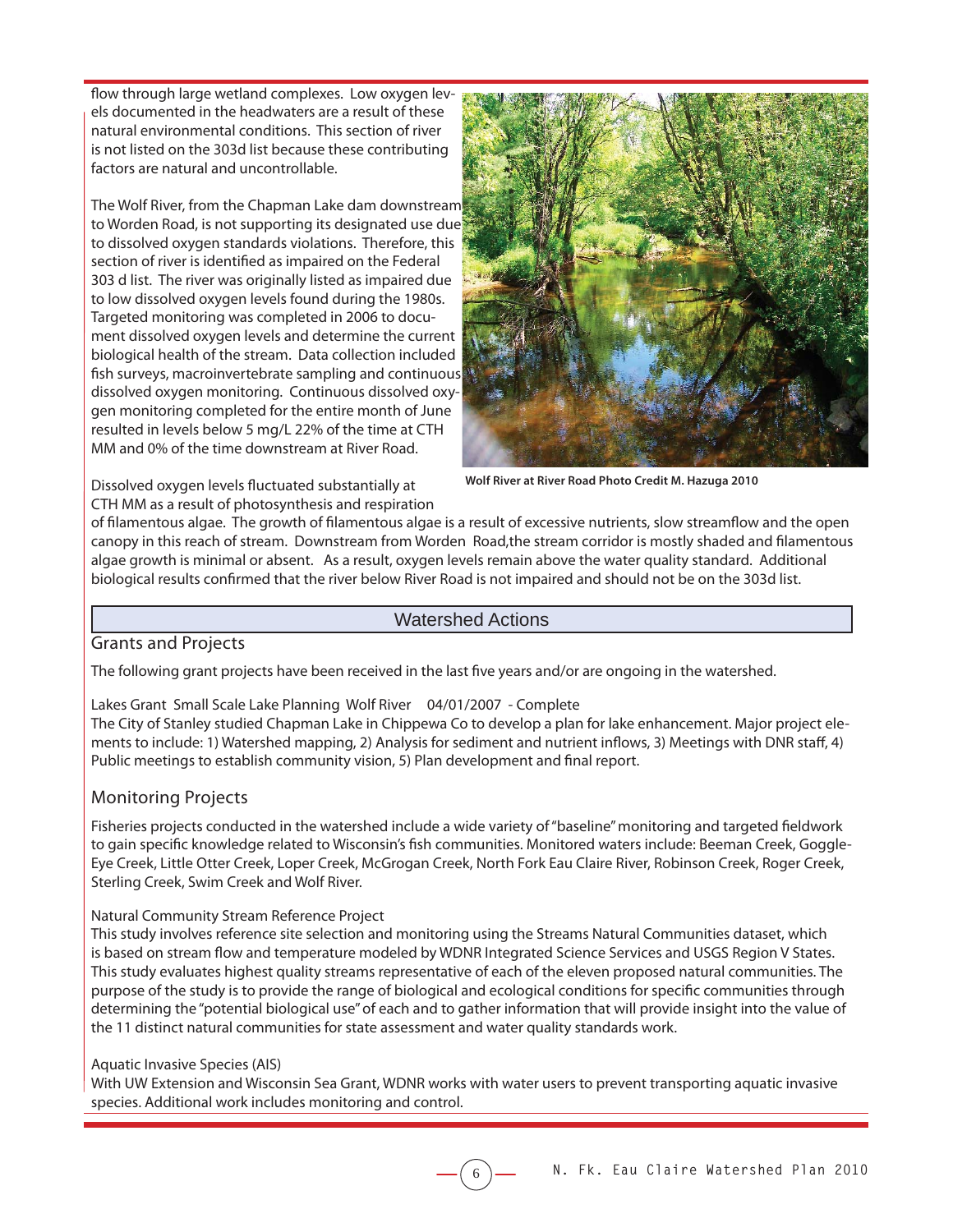flow through large wetland complexes. Low oxygen levels documented in the headwaters are a result of these natural environmental conditions. This section of river is not listed on the 303d list because these contributing factors are natural and uncontrollable.

The Wolf River, from the Chapman Lake dam downstream to Worden Road, is not supporting its designated use due to dissolved oxygen standards violations. Therefore, this section of river is identified as impaired on the Federal 303 d list. The river was originally listed as impaired due to low dissolved oxygen levels found during the 1980s. Targeted monitoring was completed in 2006 to document dissolved oxygen levels and determine the current biological health of the stream. Data collection included fish surveys, macroinvertebrate sampling and continuous dissolved oxygen monitoring. Continuous dissolved oxygen monitoring completed for the entire month of June resulted in levels below 5 mg/L 22% of the time at CTH MM and 0% of the time downstream at River Road.

**Wolf River at River Road Photo Credit M. Hazuga 2010**

Dissolved oxygen levels fluctuated substantially at CTH MM as a result of photosynthesis and respiration of filamentous algae. The growth of filamentous algae is a result of excessive nutrients, slow streamflow and the open canopy in this reach of stream. Downstream from Worden Road, the stream corridor is mostly shaded and filamentous algae growth is minimal or absent. As a result, oxygen levels remain above the water quality standard. Additional biological results confirmed that the river below River Road is not impaired and should not be on the 303d list.

## Watershed Actions

### Grants and Projects

The following grant projects have been received in the last five years and/or are ongoing in the watershed.

Lakes Grant Small Scale Lake Planning Wolf River 04/01/2007 - Complete
The City of Stanley studied Chapman Lake in Chippewa Co to develop a plan for lake enhancement. Major project elements to include: 1) Watershed mapping, 2) Analysis for sediment and nutrient inflows, 3) Meetings with DNR staff, 4) Public meetings to establish community vision, 5) Plan development and final report.

### Monitoring Projects

Fisheries projects conducted in the watershed include a wide variety of "baseline" monitoring and targeted fieldwork to gain specific knowledge related to Wisconsin's fish communities. Monitored waters include: Beeman Creek, Goggle-Eye Creek, Little Otter Creek, Loper Creek, McGrogan Creek, North Fork Eau Claire River, Robinson Creek, Roger Creek, Sterling Creek, Swim Creek and Wolf River.

Natural Community Stream Reference Project
This study involves reference site selection and monitoring using the Streams Natural Communities dataset, which is based on stream flow and temperature modeled by WDNR Integrated Science Services and USGS Region V States. This study evaluates highest quality streams representative of each of the eleven proposed natural communities. The purpose of the study is to provide the range of biological and ecological conditions for specific communities through determining the "potential biological use" of each and to gather information that will provide insight into the value of the 11 distinct natural communities for state assessment and water quality standards work.

Aquatic Invasive Species (AIS)
With UW Extension and Wisconsin Sea Grant, WDNR works with water users to prevent transporting aquatic invasive species. Additional work includes monitoring and control.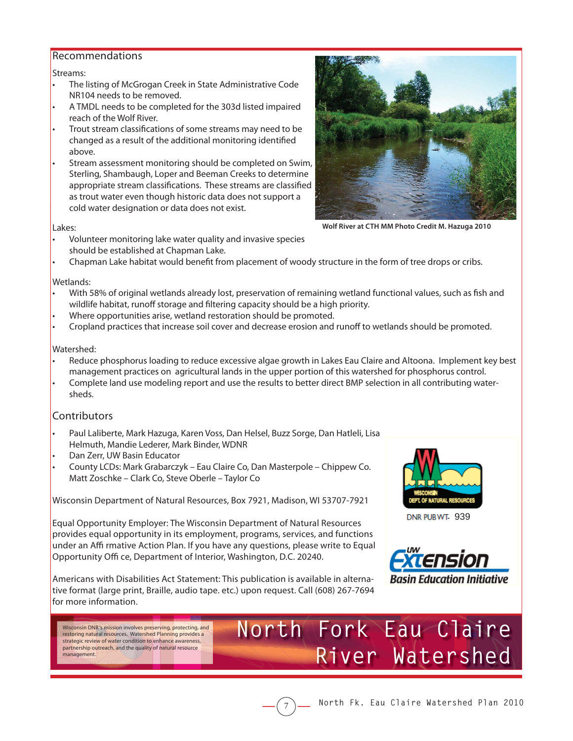## Recommendations

Streams:

- The listing of McGrogan Creek in State Administrative Code NR104 needs to be removed.
- A TMDL needs to be completed for the 303d listed impaired reach of the Wolf River.
- Trout stream classifications of some streams may need to be changed as a result of the additional monitoring identified above.
- Stream assessment monitoring should be completed on Swim, Sterling, Shambaugh, Loper and Beeman Creeks to determine appropriate stream classifications. These streams are classified as trout water even though historic data does not support a cold water designation or data does not exist.

**Wolf River at CTH MM Photo Credit M. Hazuga 2010**

Lakes:

- Volunteer monitoring lake water quality and invasive species should be established at Chapman Lake.
- Chapman Lake habitat would benefit from placement of woody structure in the form of tree drops or cribs.

Wetlands:

- With 58% of original wetlands already lost, preservation of remaining wetland functional values, such as fish and wildlife habitat, runoff storage and filtering capacity should be a high priority.
- Where opportunities arise, wetland restoration should be promoted.
- Cropland practices that increase soil cover and decrease erosion and runoff to wetlands should be promoted.

Watershed:

- Reduce phosphorus loading to reduce excessive algae growth in Lakes Eau Claire and Altoona. Implement key best management practices on agricultural lands in the upper portion of this watershed for phosphorus control.
- Complete land use modeling report and use the results to better direct BMP selection in all contributing watersheds.

## Contributors

- Paul Laliberte, Mark Hazuga, Karen Voss, Dan Helsel, Buzz Sorge, Dan Hatleli, Lisa Helmuth, Mandie Lederer, Mark Binder, WDNR
- Dan Zerr, UW Basin Educator
- County LCDs: Mark Grabarczyk – Eau Claire Co, Dan Masterpole – Chippew Co. Matt Zoschke – Clark Co, Steve Oberle – Taylor Co

Wisconsin Department of Natural Resources, Box 7921, Madison, WI 53707-7921

Equal Opportunity Employer: The Wisconsin Department of Natural Resources provides equal opportunity in its employment, programs, services, and functions under an Affirmative Action Plan. If you have any questions, please write to Equal Opportunity Office, Department of Interior, Washington, D.C. 20240.

Americans with Disabilities Act Statement: This publication is available in alternative format (large print, Braille, audio tape. etc.) upon request. Call (608) 267-7694 for more information.

WISCONSIN DEPT. OF NATURAL RESOURCES

DNR PUB WT- 939

UW Extension Basin Education Initiative

Wisconsin DNR's mission involves preserving, protecting, and restoring natural resources. Watershed Planning provides a strategic review of water condition to enhance awareness, partnership outreach, and the quality of natural resource management.

# North Fork Eau Claire River Watershed